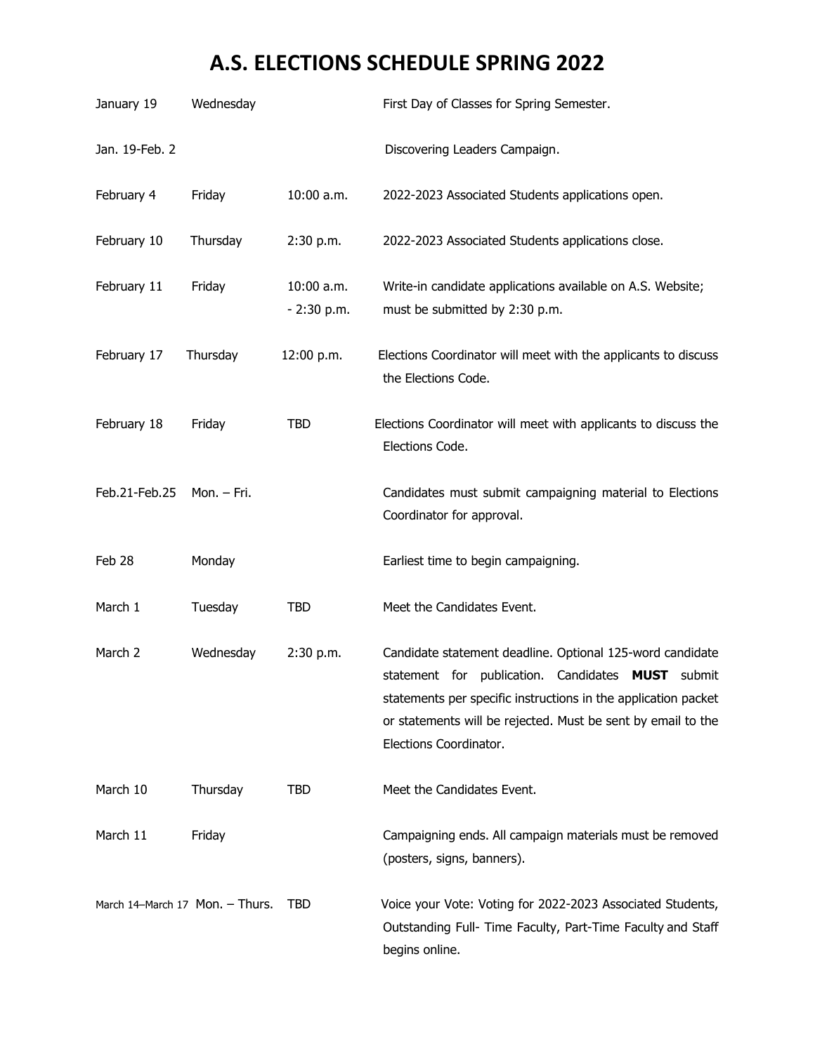# A.S. ELECTIONS SCHEDULE SPRING 2022

| Date | Day | Time | Event |
|---|---|---|---|
| January 19 | Wednesday | | First Day of Classes for Spring Semester. |
| Jan. 19-Feb. 2 | | | Discovering Leaders Campaign. |
| February 4 | Friday | 10:00 a.m. | 2022-2023 Associated Students applications open. |
| February 10 | Thursday | 2:30 p.m. | 2022-2023 Associated Students applications close. |
| February 11 | Friday | 10:00 a.m. - 2:30 p.m. | Write-in candidate applications available on A.S. Website; must be submitted by 2:30 p.m. |
| February 17 | Thursday | 12:00 p.m. | Elections Coordinator will meet with the applicants to discuss the Elections Code. |
| February 18 | Friday | TBD | Elections Coordinator will meet with applicants to discuss the Elections Code. |
| Feb.21-Feb.25 | Mon. – Fri. | | Candidates must submit campaigning material to Elections Coordinator for approval. |
| Feb 28 | Monday | | Earliest time to begin campaigning. |
| March 1 | Tuesday | TBD | Meet the Candidates Event. |
| March 2 | Wednesday | 2:30 p.m. | Candidate statement deadline. Optional 125-word candidate statement for publication. Candidates **MUST** submit statements per specific instructions in the application packet or statements will be rejected. Must be sent by email to the Elections Coordinator. |
| March 10 | Thursday | TBD | Meet the Candidates Event. |
| March 11 | Friday | | Campaigning ends. All campaign materials must be removed (posters, signs, banners). |
| March 14–March 17 | Mon. – Thurs. | TBD | Voice your Vote: Voting for 2022-2023 Associated Students, Outstanding Full- Time Faculty, Part-Time Faculty and Staff begins online. |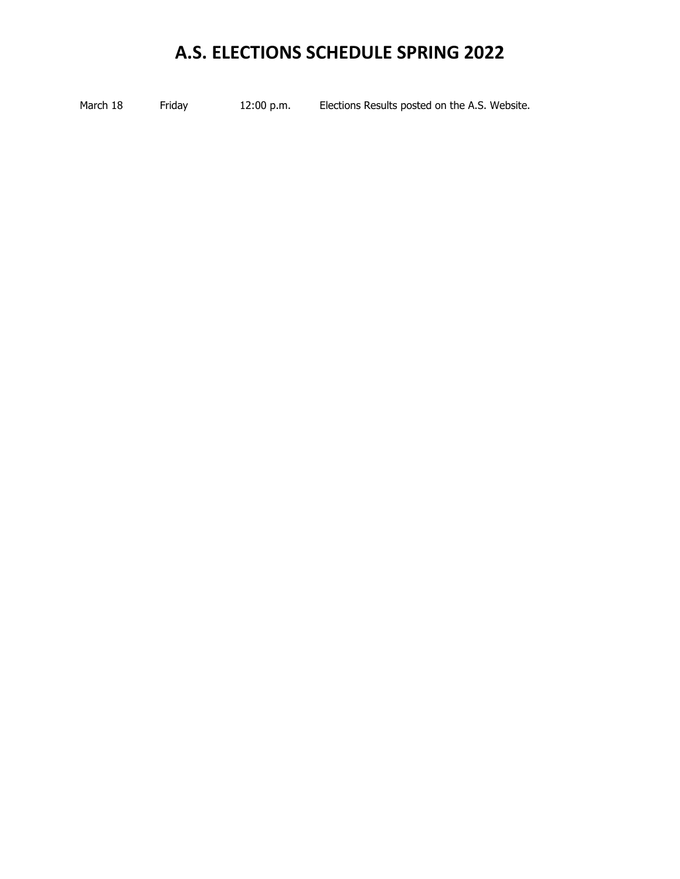# A.S. ELECTIONS SCHEDULE SPRING 2022

| | | | |
|---|---|---|---|
| March 18 | Friday | 12:00 p.m. | Elections Results posted on the A.S. Website. |